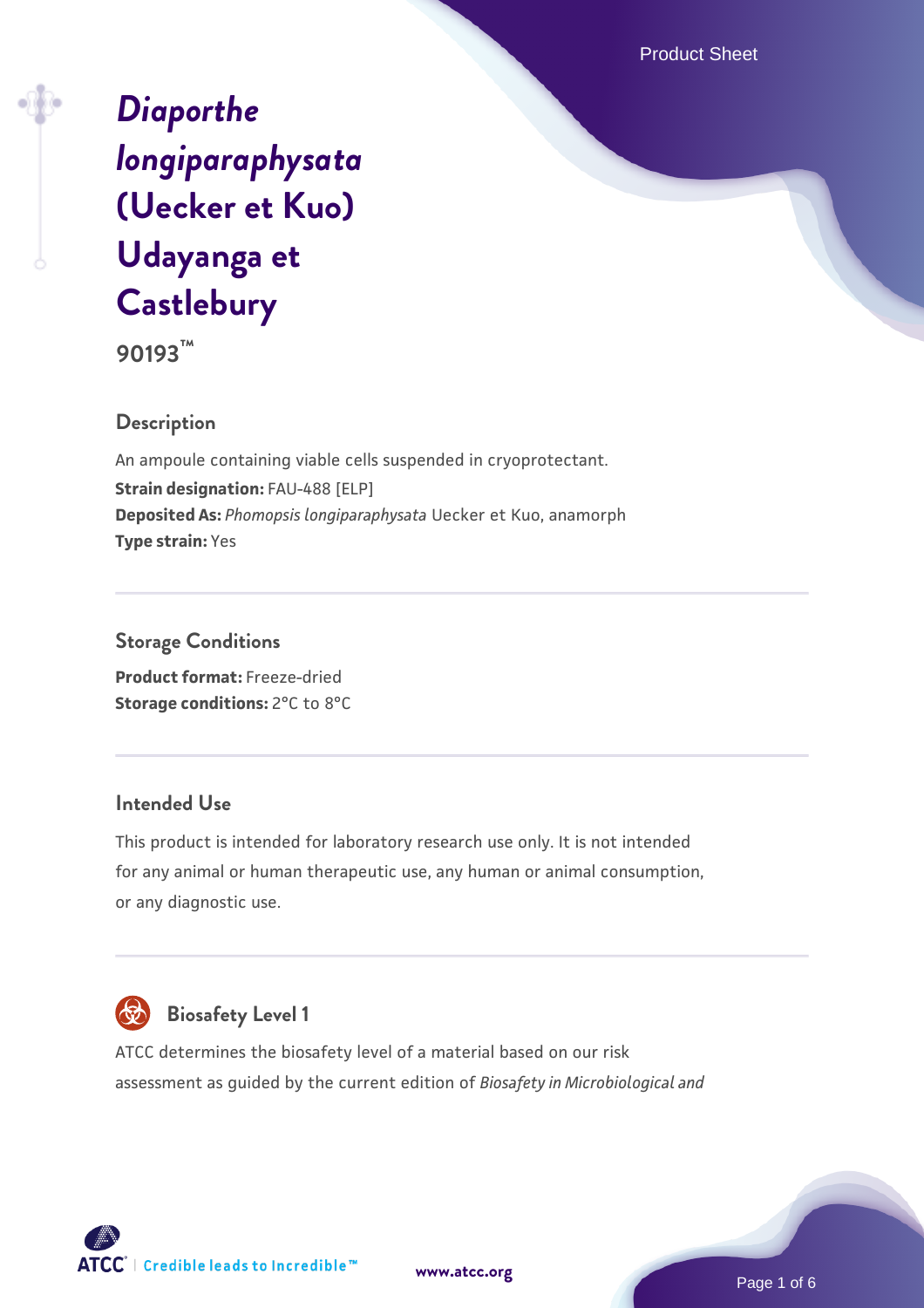# *Diaporthe longiparaphysata* (Uecker et Kuo) Udayanga et Castlebury

**90193™**

## Description

An ampoule containing viable cells suspended in cryoprotectant.

**Strain designation:** FAU-488 [ELP]

**Deposited As:** *Phomopsis longiparaphysata* Uecker et Kuo, anamorph

**Type strain:** Yes

## Storage Conditions

**Product format:** Freeze-dried

**Storage conditions:** 2°C to 8°C

## Intended Use

This product is intended for laboratory research use only. It is not intended for any animal or human therapeutic use, any human or animal consumption, or any diagnostic use.

## Biosafety Level 1

ATCC determines the biosafety level of a material based on our risk assessment as guided by the current edition of *Biosafety in Microbiological and*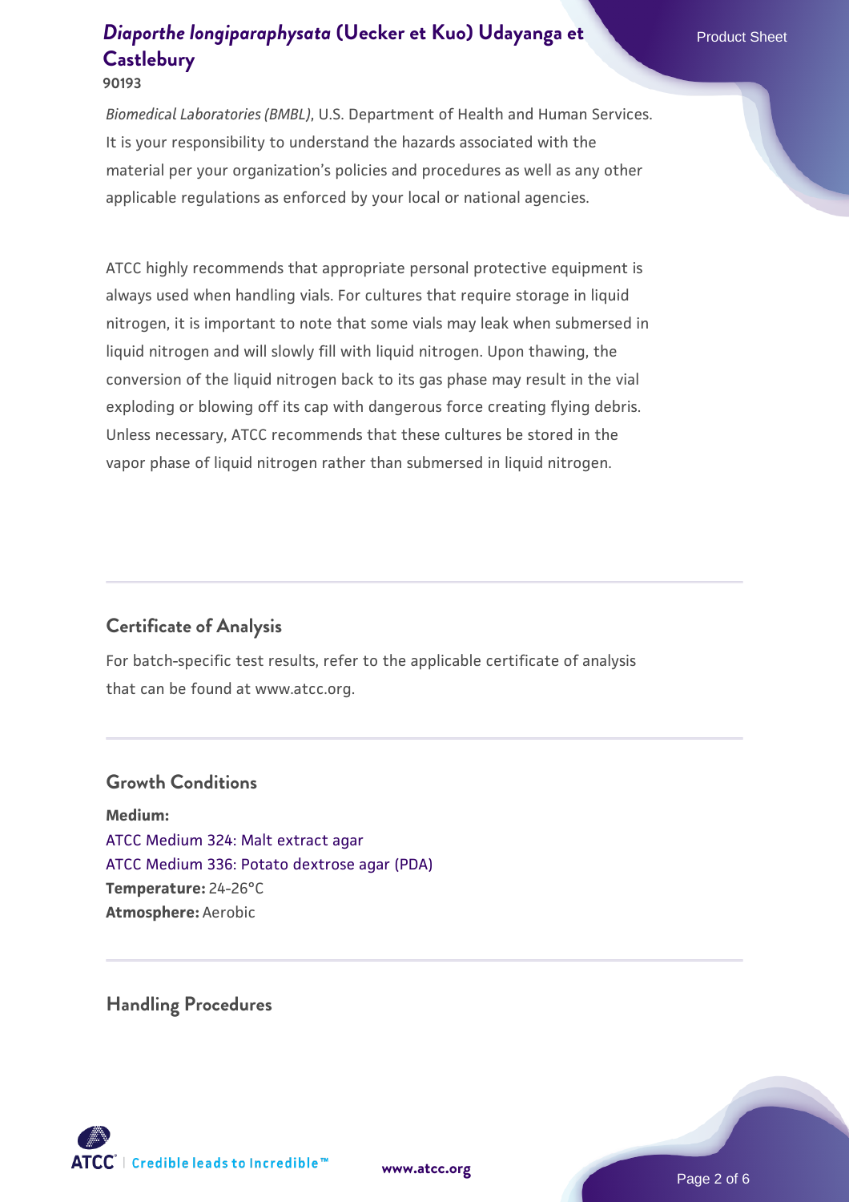*Biomedical Laboratories (BMBL)*, U.S. Department of Health and Human Services. It is your responsibility to understand the hazards associated with the material per your organization's policies and procedures as well as any other applicable regulations as enforced by your local or national agencies.

ATCC highly recommends that appropriate personal protective equipment is always used when handling vials. For cultures that require storage in liquid nitrogen, it is important to note that some vials may leak when submersed in liquid nitrogen and will slowly fill with liquid nitrogen. Upon thawing, the conversion of the liquid nitrogen back to its gas phase may result in the vial exploding or blowing off its cap with dangerous force creating flying debris. Unless necessary, ATCC recommends that these cultures be stored in the vapor phase of liquid nitrogen rather than submersed in liquid nitrogen.

## Certificate of Analysis

For batch-specific test results, refer to the applicable certificate of analysis that can be found at www.atcc.org.

## Growth Conditions

**Medium:**
ATCC Medium 324: Malt extract agar
ATCC Medium 336: Potato dextrose agar (PDA)
**Temperature:** 24-26°C
**Atmosphere:** Aerobic

## Handling Procedures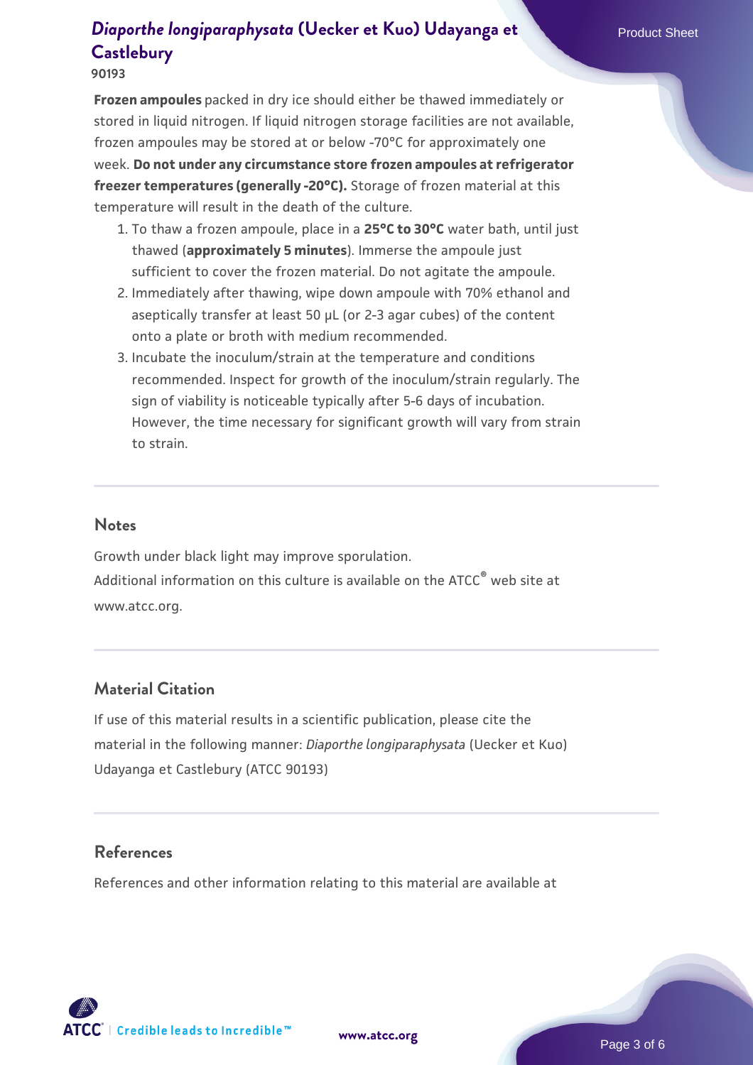**Frozen ampoules** packed in dry ice should either be thawed immediately or stored in liquid nitrogen. If liquid nitrogen storage facilities are not available, frozen ampoules may be stored at or below -70°C for approximately one week. **Do not under any circumstance store frozen ampoules at refrigerator freezer temperatures (generally -20°C).** Storage of frozen material at this temperature will result in the death of the culture.

1. To thaw a frozen ampoule, place in a **25°C to 30°C** water bath, until just thawed (**approximately 5 minutes**). Immerse the ampoule just sufficient to cover the frozen material. Do not agitate the ampoule.
2. Immediately after thawing, wipe down ampoule with 70% ethanol and aseptically transfer at least 50 µL (or 2-3 agar cubes) of the content onto a plate or broth with medium recommended.
3. Incubate the inoculum/strain at the temperature and conditions recommended. Inspect for growth of the inoculum/strain regularly. The sign of viability is noticeable typically after 5-6 days of incubation. However, the time necessary for significant growth will vary from strain to strain.

## Notes

Growth under black light may improve sporulation.
Additional information on this culture is available on the ATCC® web site at www.atcc.org.

## Material Citation

If use of this material results in a scientific publication, please cite the material in the following manner: *Diaporthe longiparaphysata* (Uecker et Kuo) Udayanga et Castlebury (ATCC 90193)

## References

References and other information relating to this material are available at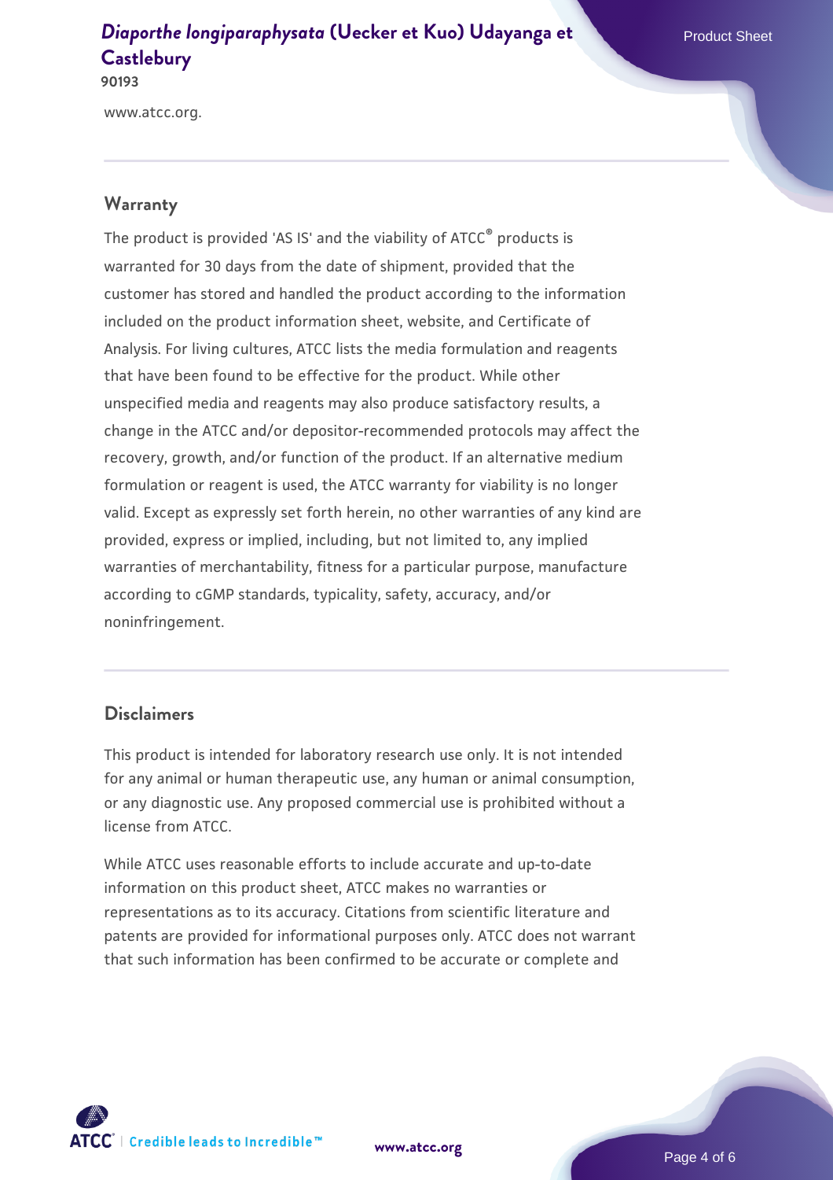www.atcc.org.

## Warranty

The product is provided 'AS IS' and the viability of ATCC® products is warranted for 30 days from the date of shipment, provided that the customer has stored and handled the product according to the information included on the product information sheet, website, and Certificate of Analysis. For living cultures, ATCC lists the media formulation and reagents that have been found to be effective for the product. While other unspecified media and reagents may also produce satisfactory results, a change in the ATCC and/or depositor-recommended protocols may affect the recovery, growth, and/or function of the product. If an alternative medium formulation or reagent is used, the ATCC warranty for viability is no longer valid. Except as expressly set forth herein, no other warranties of any kind are provided, express or implied, including, but not limited to, any implied warranties of merchantability, fitness for a particular purpose, manufacture according to cGMP standards, typicality, safety, accuracy, and/or noninfringement.

## Disclaimers

This product is intended for laboratory research use only. It is not intended for any animal or human therapeutic use, any human or animal consumption, or any diagnostic use. Any proposed commercial use is prohibited without a license from ATCC.

While ATCC uses reasonable efforts to include accurate and up-to-date information on this product sheet, ATCC makes no warranties or representations as to its accuracy. Citations from scientific literature and patents are provided for informational purposes only. ATCC does not warrant that such information has been confirmed to be accurate or complete and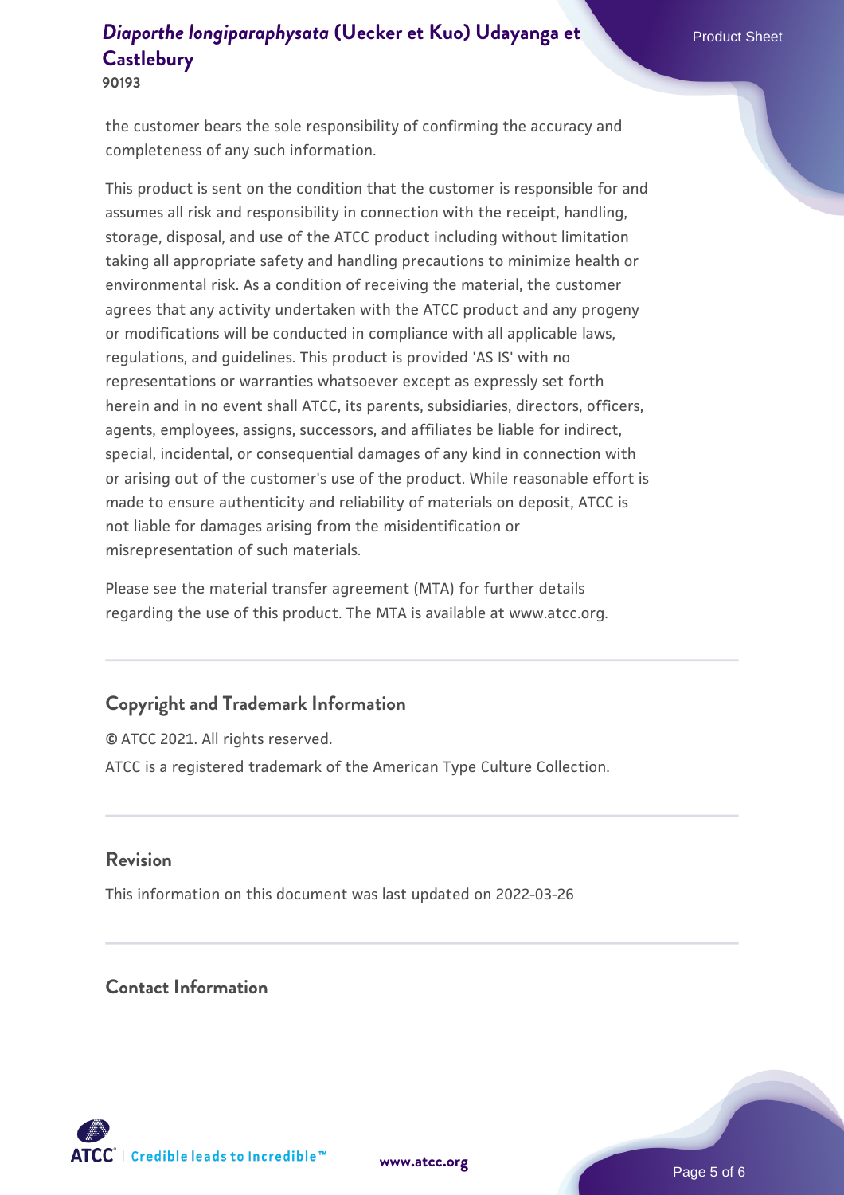the customer bears the sole responsibility of confirming the accuracy and completeness of any such information.

This product is sent on the condition that the customer is responsible for and assumes all risk and responsibility in connection with the receipt, handling, storage, disposal, and use of the ATCC product including without limitation taking all appropriate safety and handling precautions to minimize health or environmental risk. As a condition of receiving the material, the customer agrees that any activity undertaken with the ATCC product and any progeny or modifications will be conducted in compliance with all applicable laws, regulations, and guidelines. This product is provided 'AS IS' with no representations or warranties whatsoever except as expressly set forth herein and in no event shall ATCC, its parents, subsidiaries, directors, officers, agents, employees, assigns, successors, and affiliates be liable for indirect, special, incidental, or consequential damages of any kind in connection with or arising out of the customer's use of the product. While reasonable effort is made to ensure authenticity and reliability of materials on deposit, ATCC is not liable for damages arising from the misidentification or misrepresentation of such materials.

Please see the material transfer agreement (MTA) for further details regarding the use of this product. The MTA is available at www.atcc.org.

## Copyright and Trademark Information

© ATCC 2021. All rights reserved.

ATCC is a registered trademark of the American Type Culture Collection.

## Revision

This information on this document was last updated on 2022-03-26

## Contact Information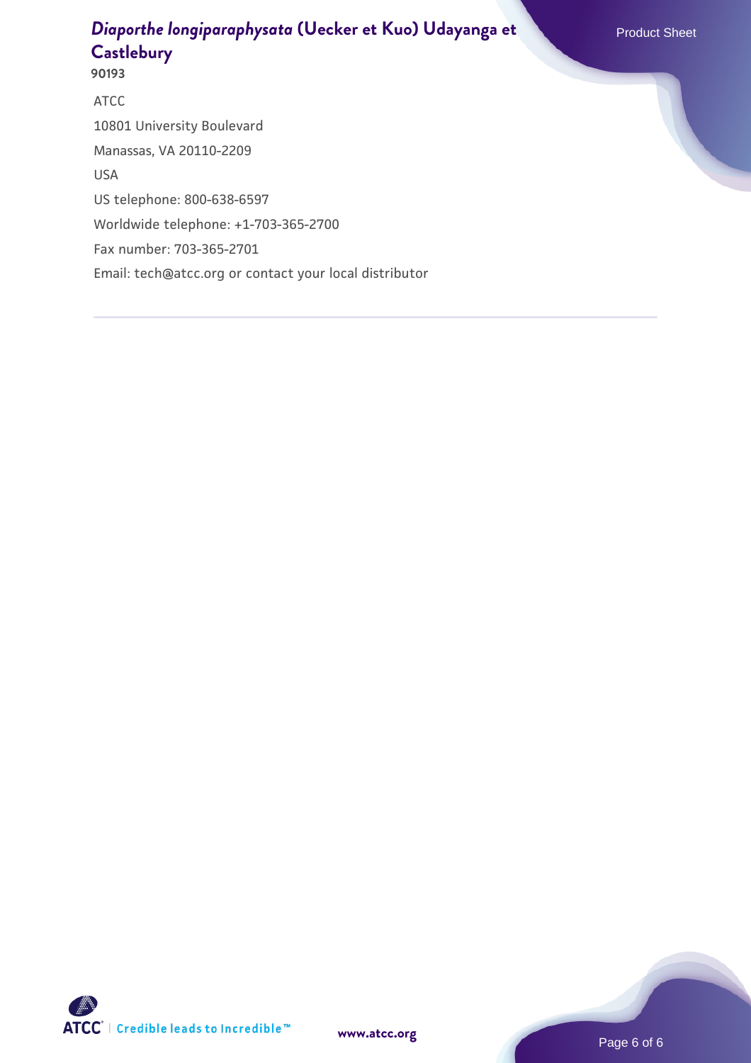ATCC

10801 University Boulevard

Manassas, VA 20110-2209

USA

US telephone: 800-638-6597

Worldwide telephone: +1-703-365-2700

Fax number: 703-365-2701

Email: tech@atcc.org or contact your local distributor